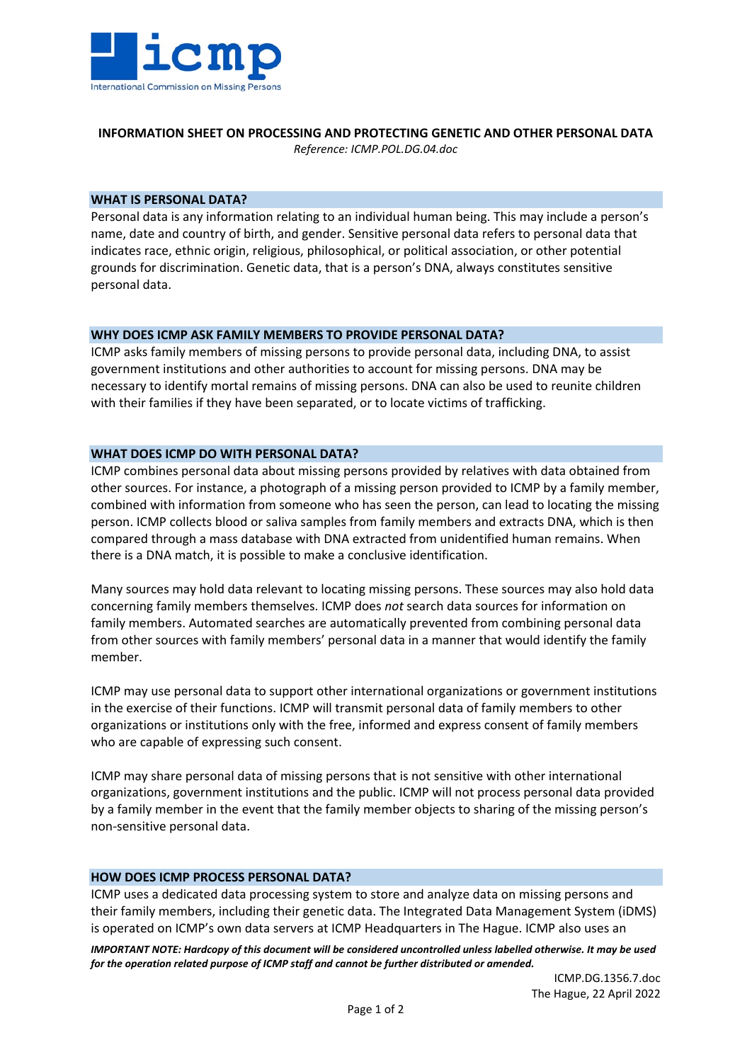**INFORMATION SHEET ON PROCESSING AND PROTECTING GENETIC AND OTHER PERSONAL DATA**

*Reference: ICMP.POL.DG.04.doc*

## WHAT IS PERSONAL DATA?

Personal data is any information relating to an individual human being. This may include a person's name, date and country of birth, and gender. Sensitive personal data refers to personal data that indicates race, ethnic origin, religious, philosophical, or political association, or other potential grounds for discrimination. Genetic data, that is a person's DNA, always constitutes sensitive personal data.

## WHY DOES ICMP ASK FAMILY MEMBERS TO PROVIDE PERSONAL DATA?

ICMP asks family members of missing persons to provide personal data, including DNA, to assist government institutions and other authorities to account for missing persons. DNA may be necessary to identify mortal remains of missing persons. DNA can also be used to reunite children with their families if they have been separated, or to locate victims of trafficking.

## WHAT DOES ICMP DO WITH PERSONAL DATA?

ICMP combines personal data about missing persons provided by relatives with data obtained from other sources. For instance, a photograph of a missing person provided to ICMP by a family member, combined with information from someone who has seen the person, can lead to locating the missing person. ICMP collects blood or saliva samples from family members and extracts DNA, which is then compared through a mass database with DNA extracted from unidentified human remains. When there is a DNA match, it is possible to make a conclusive identification.

Many sources may hold data relevant to locating missing persons. These sources may also hold data concerning family members themselves. ICMP does *not* search data sources for information on family members. Automated searches are automatically prevented from combining personal data from other sources with family members' personal data in a manner that would identify the family member.

ICMP may use personal data to support other international organizations or government institutions in the exercise of their functions. ICMP will transmit personal data of family members to other organizations or institutions only with the free, informed and express consent of family members who are capable of expressing such consent.

ICMP may share personal data of missing persons that is not sensitive with other international organizations, government institutions and the public. ICMP will not process personal data provided by a family member in the event that the family member objects to sharing of the missing person's non-sensitive personal data.

## HOW DOES ICMP PROCESS PERSONAL DATA?

ICMP uses a dedicated data processing system to store and analyze data on missing persons and their family members, including their genetic data. The Integrated Data Management System (iDMS) is operated on ICMP's own data servers at ICMP Headquarters in The Hague. ICMP also uses an

***IMPORTANT NOTE: Hardcopy of this document will be considered uncontrolled unless labelled otherwise. It may be used for the operation related purpose of ICMP staff and cannot be further distributed or amended.***

ICMP.DG.1356.7.doc
The Hague, 22 April 2022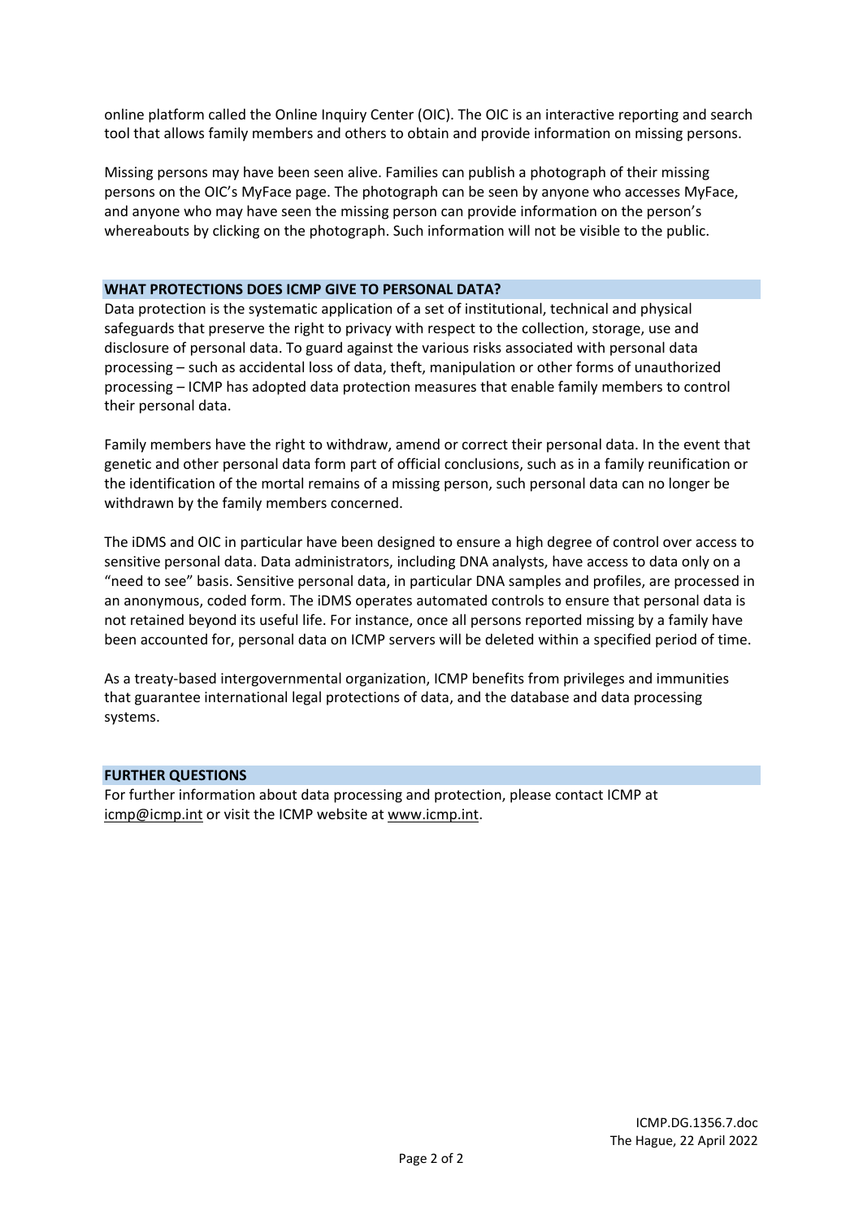online platform called the Online Inquiry Center (OIC). The OIC is an interactive reporting and search tool that allows family members and others to obtain and provide information on missing persons.

Missing persons may have been seen alive. Families can publish a photograph of their missing persons on the OIC's MyFace page. The photograph can be seen by anyone who accesses MyFace, and anyone who may have seen the missing person can provide information on the person's whereabouts by clicking on the photograph. Such information will not be visible to the public.

## WHAT PROTECTIONS DOES ICMP GIVE TO PERSONAL DATA?

Data protection is the systematic application of a set of institutional, technical and physical safeguards that preserve the right to privacy with respect to the collection, storage, use and disclosure of personal data. To guard against the various risks associated with personal data processing – such as accidental loss of data, theft, manipulation or other forms of unauthorized processing – ICMP has adopted data protection measures that enable family members to control their personal data.

Family members have the right to withdraw, amend or correct their personal data. In the event that genetic and other personal data form part of official conclusions, such as in a family reunification or the identification of the mortal remains of a missing person, such personal data can no longer be withdrawn by the family members concerned.

The iDMS and OIC in particular have been designed to ensure a high degree of control over access to sensitive personal data. Data administrators, including DNA analysts, have access to data only on a "need to see" basis. Sensitive personal data, in particular DNA samples and profiles, are processed in an anonymous, coded form. The iDMS operates automated controls to ensure that personal data is not retained beyond its useful life. For instance, once all persons reported missing by a family have been accounted for, personal data on ICMP servers will be deleted within a specified period of time.

As a treaty-based intergovernmental organization, ICMP benefits from privileges and immunities that guarantee international legal protections of data, and the database and data processing systems.

## FURTHER QUESTIONS

For further information about data processing and protection, please contact ICMP at icmp@icmp.int or visit the ICMP website at www.icmp.int.

ICMP.DG.1356.7.doc
The Hague, 22 April 2022